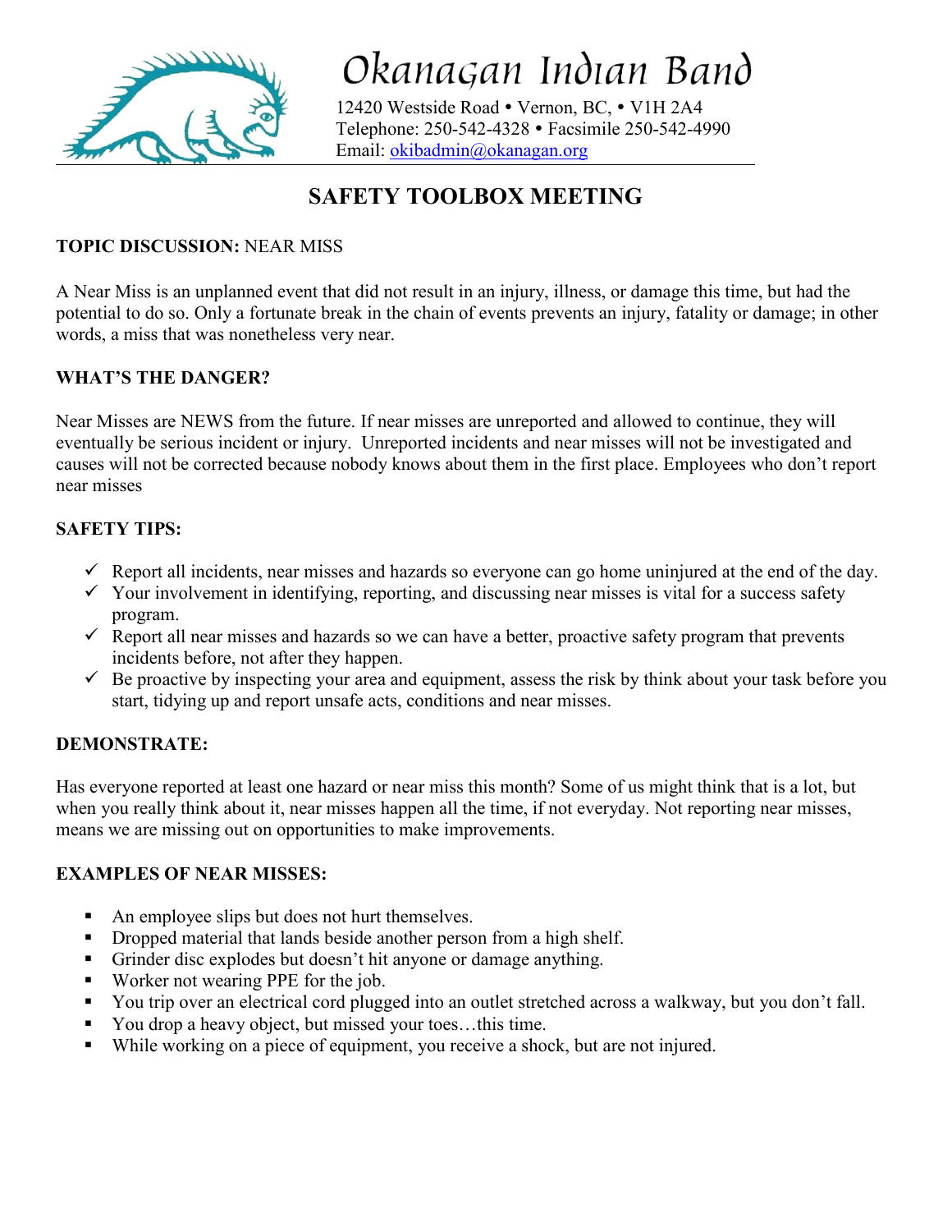# Okanagan Indian Band

12420 Westside Road • Vernon, BC, • V1H 2A4
Telephone: 250-542-4328 • Facsimile 250-542-4990
Email: okibadmin@okanagan.org

## SAFETY TOOLBOX MEETING

**TOPIC DISCUSSION:** NEAR MISS

A Near Miss is an unplanned event that did not result in an injury, illness, or damage this time, but had the potential to do so. Only a fortunate break in the chain of events prevents an injury, fatality or damage; in other words, a miss that was nonetheless very near.

**WHAT'S THE DANGER?**

Near Misses are NEWS from the future. If near misses are unreported and allowed to continue, they will eventually be serious incident or injury. Unreported incidents and near misses will not be investigated and causes will not be corrected because nobody knows about them in the first place. Employees who don't report near misses

**SAFETY TIPS:**

- ✓ Report all incidents, near misses and hazards so everyone can go home uninjured at the end of the day.
- ✓ Your involvement in identifying, reporting, and discussing near misses is vital for a success safety program.
- ✓ Report all near misses and hazards so we can have a better, proactive safety program that prevents incidents before, not after they happen.
- ✓ Be proactive by inspecting your area and equipment, assess the risk by think about your task before you start, tidying up and report unsafe acts, conditions and near misses.

**DEMONSTRATE:**

Has everyone reported at least one hazard or near miss this month? Some of us might think that is a lot, but when you really think about it, near misses happen all the time, if not everyday. Not reporting near misses, means we are missing out on opportunities to make improvements.

**EXAMPLES OF NEAR MISSES:**

- An employee slips but does not hurt themselves.
- Dropped material that lands beside another person from a high shelf.
- Grinder disc explodes but doesn't hit anyone or damage anything.
- Worker not wearing PPE for the job.
- You trip over an electrical cord plugged into an outlet stretched across a walkway, but you don't fall.
- You drop a heavy object, but missed your toes…this time.
- While working on a piece of equipment, you receive a shock, but are not injured.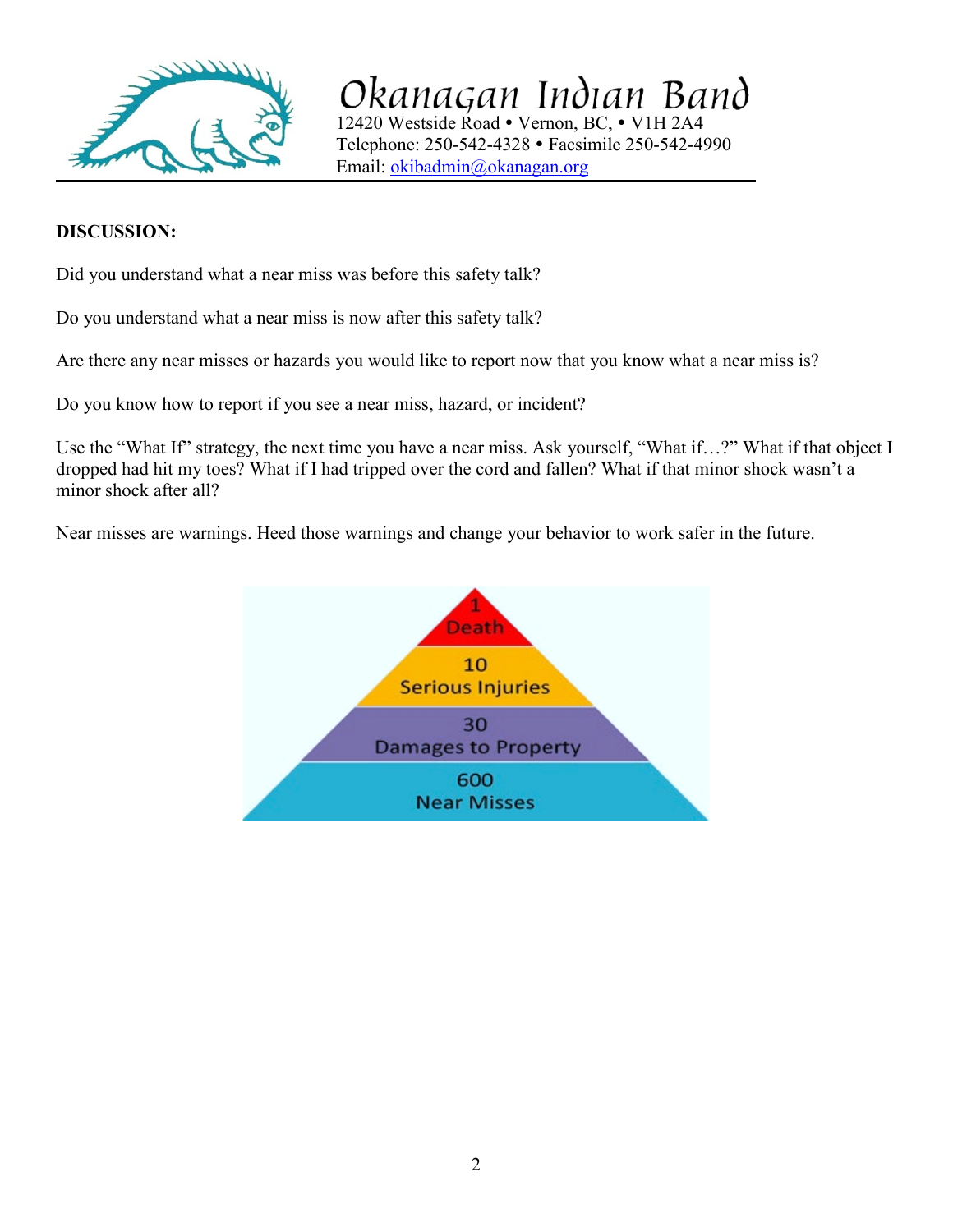**DISCUSSION:**

Did you understand what a near miss was before this safety talk?

Do you understand what a near miss is now after this safety talk?

Are there any near misses or hazards you would like to report now that you know what a near miss is?

Do you know how to report if you see a near miss, hazard, or incident?

Use the "What If" strategy, the next time you have a near miss. Ask yourself, "What if…?" What if that object I dropped had hit my toes? What if I had tripped over the cord and fallen? What if that minor shock wasn't a minor shock after all?

Near misses are warnings. Heed those warnings and change your behavior to work safer in the future.

1
Death

10
Serious Injuries

30
Damages to Property

600
Near Misses